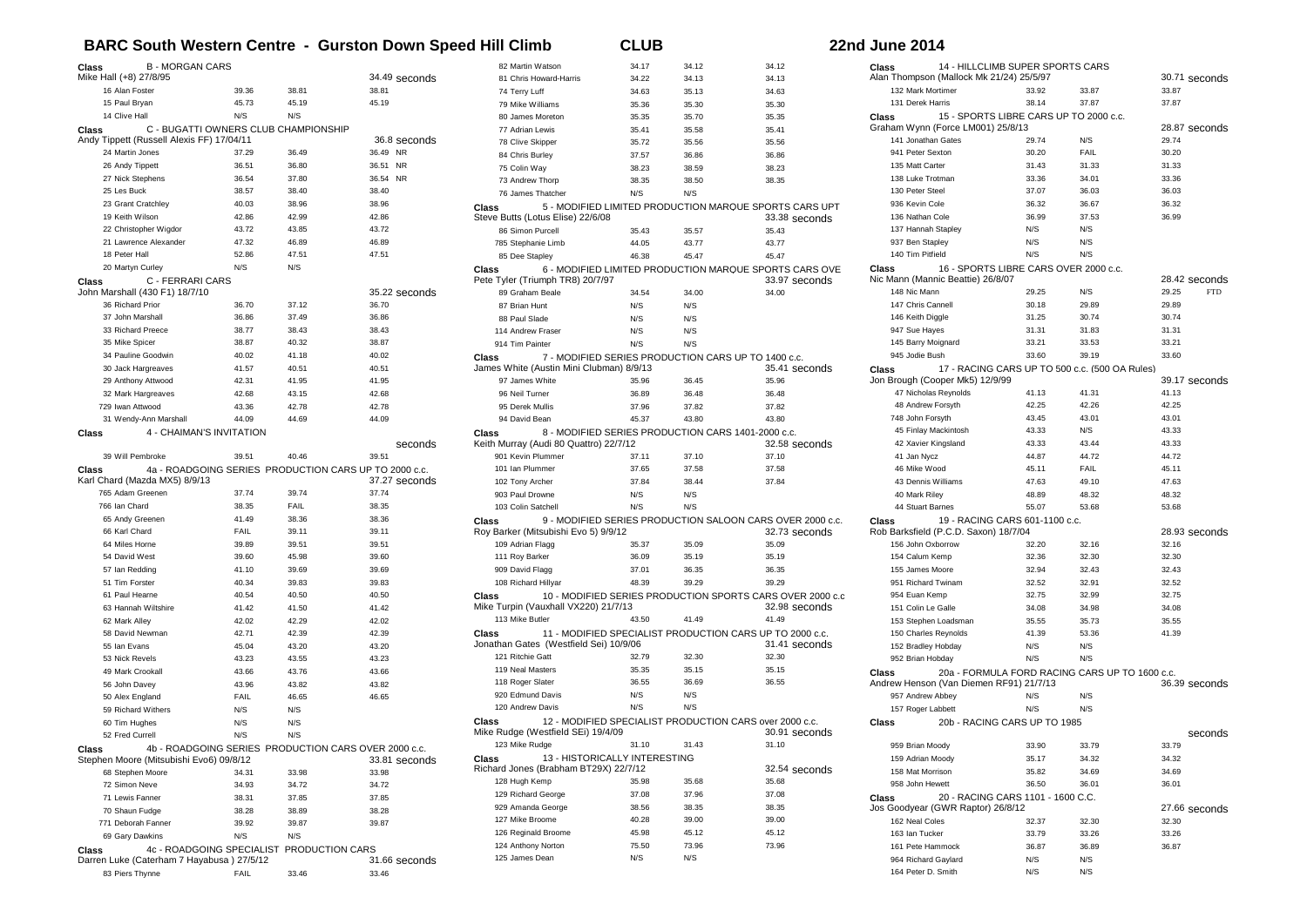# BARC South Western Centre - Gurston Down Speed Hill Climb

**CLUB**

**22nd June 2014**

**Class B - MORGAN CARS**
Mike Hall (+8) 27/8/95 — 34.49 seconds

| | | | |
|---|---|---|---|
| 16 Alan Foster | 39.36 | 38.81 | 38.81 |
| 15 Paul Bryan | 45.73 | 45.19 | 45.19 |
| 14 Clive Hall | N/S | N/S | |

**Class C - BUGATTI OWNERS CLUB CHAMPIONSHIP**
Andy Tippett (Russell Alexis FF) 17/04/11 — 36.8 seconds

| | | | |
|---|---|---|---|
| 24 Martin Jones | 37.29 | 36.49 | 36.49 NR |
| 26 Andy Tippett | 36.51 | 36.80 | 36.51 NR |
| 27 Nick Stephens | 36.54 | 37.80 | 36.54 NR |
| 25 Les Buck | 38.57 | 38.40 | 38.40 |
| 23 Grant Cratchley | 40.03 | 38.96 | 38.96 |
| 19 Keith Wilson | 42.86 | 42.99 | 42.86 |
| 22 Christopher Wigdor | 43.72 | 43.85 | 43.72 |
| 21 Lawrence Alexander | 47.32 | 46.89 | 46.89 |
| 18 Peter Hall | 52.86 | 47.51 | 47.51 |
| 20 Martyn Curley | N/S | N/S | |

**Class C - FERRARI CARS**
John Marshall (430 F1) 18/7/10 — 35.22 seconds

| | | | |
|---|---|---|---|
| 36 Richard Prior | 36.70 | 37.12 | 36.70 |
| 37 John Marshall | 36.86 | 37.49 | 36.86 |
| 33 Richard Preece | 38.77 | 38.43 | 38.43 |
| 35 Mike Spicer | 38.87 | 40.32 | 38.87 |
| 34 Pauline Goodwin | 40.02 | 41.18 | 40.02 |
| 30 Jack Hargreaves | 41.57 | 40.51 | 40.51 |
| 29 Anthony Attwood | 42.31 | 41.95 | 41.95 |
| 32 Mark Hargreaves | 42.68 | 43.15 | 42.68 |
| 729 Iwan Attwood | 43.36 | 42.78 | 42.78 |
| 31 Wendy-Ann Marshall | 44.09 | 44.69 | 44.09 |

**Class 4 - CHAIMAN'S INVITATION** — seconds

| | | | |
|---|---|---|---|
| 39 Will Pembroke | 39.51 | 40.46 | 39.51 |

**Class 4a - ROADGOING SERIES PRODUCTION CARS UP TO 2000 c.c.**
Karl Chard (Mazda MX5) 8/9/13 — 37.27 seconds

| | | | |
|---|---|---|---|
| 765 Adam Greenen | 37.74 | 39.74 | 37.74 |
| 766 Ian Chard | 38.35 | FAIL | 38.35 |
| 65 Andy Greenen | 41.49 | 38.36 | 38.36 |
| 66 Karl Chard | FAIL | 39.11 | 39.11 |
| 64 Miles Horne | 39.89 | 39.51 | 39.51 |
| 54 David West | 39.60 | 45.98 | 39.60 |
| 57 Ian Redding | 41.10 | 39.69 | 39.69 |
| 51 Tim Forster | 40.34 | 39.83 | 39.83 |
| 61 Paul Hearne | 40.54 | 40.50 | 40.50 |
| 63 Hannah Wiltshire | 41.42 | 41.50 | 41.42 |
| 62 Mark Alley | 42.02 | 42.29 | 42.02 |
| 58 David Newman | 42.71 | 42.39 | 42.39 |
| 55 Ian Evans | 45.04 | 43.20 | 43.20 |
| 53 Nick Revels | 43.23 | 43.55 | 43.23 |
| 49 Mark Crookall | 43.66 | 43.76 | 43.66 |
| 56 John Davey | 43.96 | 43.82 | 43.82 |
| 50 Alex England | FAIL | 46.65 | 46.65 |
| 59 Richard Withers | N/S | N/S | |
| 60 Tim Hughes | N/S | N/S | |
| 52 Fred Currell | N/S | N/S | |

**Class 4b - ROADGOING SERIES PRODUCTION CARS OVER 2000 c.c.**
Stephen Moore (Mitsubishi Evo6) 09/8/12 — 33.81 seconds

| | | | |
|---|---|---|---|
| 68 Stephen Moore | 34.31 | 33.98 | 33.98 |
| 72 Simon Neve | 34.93 | 34.72 | 34.72 |
| 71 Lewis Fanner | 38.31 | 37.85 | 37.85 |
| 70 Shaun Fudge | 38.28 | 38.89 | 38.28 |
| 771 Deborah Fanner | 39.92 | 39.87 | 39.87 |
| 69 Gary Dawkins | N/S | N/S | |

**Class 4c - ROADGOING SPECIALIST PRODUCTION CARS**
Darren Luke (Caterham 7 Hayabusa ) 27/5/12 — 31.66 seconds

| | | | |
|---|---|---|---|
| 83 Piers Thynne | FAIL | 33.46 | 33.46 |
| 82 Martin Watson | 34.17 | 34.12 | 34.12 |
| 81 Chris Howard-Harris | 34.22 | 34.13 | 34.13 |
| 74 Terry Luff | 34.63 | 35.13 | 34.63 |
| 79 Mike Williams | 35.36 | 35.30 | 35.30 |
| 80 James Moreton | 35.35 | 35.70 | 35.35 |
| 77 Adrian Lewis | 35.41 | 35.58 | 35.41 |
| 78 Clive Skipper | 35.72 | 35.56 | 35.56 |
| 84 Chris Burley | 37.57 | 36.86 | 36.86 |
| 75 Colin Way | 38.23 | 38.59 | 38.23 |
| 73 Andrew Thorp | 38.35 | 38.50 | 38.35 |
| 76 James Thatcher | N/S | N/S | |

**Class 5 - MODIFIED LIMITED PRODUCTION MARQUE SPORTS CARS UPT**
Steve Butts (Lotus Elise) 22/6/08 — 33.38 seconds

| | | | |
|---|---|---|---|
| 86 Simon Purcell | 35.43 | 35.57 | 35.43 |
| 785 Stephanie Limb | 44.05 | 43.77 | 43.77 |
| 85 Dee Stapley | 46.38 | 45.47 | 45.47 |

**Class 6 - MODIFIED LIMITED PRODUCTION MARQUE SPORTS CARS OVE**
Pete Tyler (Triumph TR8) 20/7/97 — 33.97 seconds

| | | | |
|---|---|---|---|
| 89 Graham Beale | 34.54 | 34.00 | 34.00 |
| 87 Brian Hunt | N/S | N/S | |
| 88 Paul Slade | N/S | N/S | |
| 114 Andrew Fraser | N/S | N/S | |
| 914 Tim Painter | N/S | N/S | |

**Class 7 - MODIFIED SERIES PRODUCTION CARS UP TO 1400 c.c.**
James White (Austin Mini Clubman) 8/9/13 — 35.41 seconds

| | | | |
|---|---|---|---|
| 97 James White | 35.96 | 36.45 | 35.96 |
| 96 Neil Turner | 36.89 | 36.48 | 36.48 |
| 95 Derek Mullis | 37.96 | 37.82 | 37.82 |
| 94 David Bean | 45.37 | 43.80 | 43.80 |

**Class 8 - MODIFIED SERIES PRODUCTION CARS 1401-2000 c.c.**
Keith Murray (Audi 80 Quattro) 22/7/12 — 32.58 seconds

| | | | |
|---|---|---|---|
| 901 Kevin Plummer | 37.11 | 37.10 | 37.10 |
| 101 Ian Plummer | 37.65 | 37.58 | 37.58 |
| 102 Tony Archer | 37.84 | 38.44 | 37.84 |
| 903 Paul Drowne | N/S | N/S | |
| 103 Colin Satchell | N/S | N/S | |

**Class 9 - MODIFIED SERIES PRODUCTION SALOON CARS OVER 2000 c.c.**
Roy Barker (Mitsubishi Evo 5) 9/9/12 — 32.73 seconds

| | | | |
|---|---|---|---|
| 109 Adrian Flagg | 35.37 | 35.09 | 35.09 |
| 111 Roy Barker | 36.09 | 35.19 | 35.19 |
| 909 David Flagg | 37.01 | 36.35 | 36.35 |
| 108 Richard Hillyar | 48.39 | 39.29 | 39.29 |

**Class 10 - MODIFIED SERIES PRODUCTION SPORTS CARS OVER 2000 c.c**
Mike Turpin (Vauxhall VX220) 21/7/13 — 32.98 seconds

| | | | |
|---|---|---|---|
| 113 Mike Butler | 43.50 | 41.49 | 41.49 |

**Class 11 - MODIFIED SPECIALIST PRODUCTION CARS UP TO 2000 c.c.**
Jonathan Gates (Westfield Sei) 10/9/06 — 31.41 seconds

| | | | |
|---|---|---|---|
| 121 Ritchie Gatt | 32.79 | 32.30 | 32.30 |
| 119 Neal Masters | 35.35 | 35.15 | 35.15 |
| 118 Roger Slater | 36.55 | 36.69 | 36.55 |
| 920 Edmund Davis | N/S | N/S | |
| 120 Andrew Davis | N/S | N/S | |

**Class 12 - MODIFIED SPECIALIST PRODUCTION CARS over 2000 c.c.**
Mike Rudge (Westfield SEi) 19/4/09 — 30.91 seconds

| | | | |
|---|---|---|---|
| 123 Mike Rudge | 31.10 | 31.43 | 31.10 |

**Class 13 - HISTORICALLY INTERESTING**
Richard Jones (Brabham BT29X) 22/7/12 — 32.54 seconds

| | | | |
|---|---|---|---|
| 128 Hugh Kemp | 35.98 | 35.68 | 35.68 |
| 129 Richard George | 37.08 | 37.96 | 37.08 |
| 929 Amanda George | 38.56 | 38.35 | 38.35 |
| 127 Mike Broome | 40.28 | 39.00 | 39.00 |
| 126 Reginald Broome | 45.98 | 45.12 | 45.12 |
| 124 Anthony Norton | 75.50 | 73.96 | 73.96 |
| 125 James Dean | N/S | N/S | |

**Class 14 - HILLCLIMB SUPER SPORTS CARS**
Alan Thompson (Mallock Mk 21/24) 25/5/97 — 30.71 seconds

| | | | |
|---|---|---|---|
| 132 Mark Mortimer | 33.92 | 33.87 | 33.87 |
| 131 Derek Harris | 38.14 | 37.87 | 37.87 |

**Class 15 - SPORTS LIBRE CARS UP TO 2000 c.c.**
Graham Wynn (Force LM001) 25/8/13 — 28.87 seconds

| | | | |
|---|---|---|---|
| 141 Jonathan Gates | 29.74 | N/S | 29.74 |
| 941 Peter Sexton | 30.20 | FAIL | 30.20 |
| 135 Matt Carter | 31.43 | 31.33 | 31.33 |
| 138 Luke Trotman | 33.36 | 34.01 | 33.36 |
| 130 Peter Steel | 37.07 | 36.03 | 36.03 |
| 936 Kevin Cole | 36.32 | 36.67 | 36.32 |
| 136 Nathan Cole | 36.99 | 37.53 | 36.99 |
| 137 Hannah Stapley | N/S | N/S | |
| 937 Ben Stapley | N/S | N/S | |
| 140 Tim Pitfield | N/S | N/S | |

**Class 16 - SPORTS LIBRE CARS OVER 2000 c.c.**
Nic Mann (Mannic Beattie) 26/8/07 — 28.42 seconds

| | | | |
|---|---|---|---|
| 148 Nic Mann | 29.25 | N/S | 29.25 FTD |
| 147 Chris Cannell | 30.18 | 29.89 | 29.89 |
| 146 Keith Diggle | 31.25 | 30.74 | 30.74 |
| 947 Sue Hayes | 31.31 | 31.83 | 31.31 |
| 145 Barry Moignard | 33.21 | 33.53 | 33.21 |
| 945 Jodie Bush | 33.60 | 39.19 | 33.60 |

**Class 17 - RACING CARS UP TO 500 c.c. (500 OA Rules)**
Jon Brough (Cooper Mk5) 12/9/99 — 39.17 seconds

| | | | |
|---|---|---|---|
| 47 Nicholas Reynolds | 41.13 | 41.31 | 41.13 |
| 48 Andrew Forsyth | 42.25 | 42.26 | 42.25 |
| 748 John Forsyth | 43.45 | 43.01 | 43.01 |
| 45 Finlay Mackintosh | 43.33 | N/S | 43.33 |
| 42 Xavier Kingsland | 43.33 | 43.44 | 43.33 |
| 41 Jan Nycz | 44.87 | 44.72 | 44.72 |
| 46 Mike Wood | 45.11 | FAIL | 45.11 |
| 43 Dennis Williams | 47.63 | 49.10 | 47.63 |
| 40 Mark Riley | 48.89 | 48.32 | 48.32 |
| 44 Stuart Barnes | 55.07 | 53.68 | 53.68 |

**Class 19 - RACING CARS 601-1100 c.c.**
Rob Barksfield (P.C.D. Saxon) 18/7/04 — 28.93 seconds

| | | | |
|---|---|---|---|
| 156 John Oxborrow | 32.20 | 32.16 | 32.16 |
| 154 Calum Kemp | 32.36 | 32.30 | 32.30 |
| 155 James Moore | 32.94 | 32.43 | 32.43 |
| 951 Richard Twinam | 32.52 | 32.91 | 32.52 |
| 954 Euan Kemp | 32.75 | 32.99 | 32.75 |
| 151 Colin Le Galle | 34.08 | 34.98 | 34.08 |
| 153 Stephen Loadsman | 35.55 | 35.73 | 35.55 |
| 150 Charles Reynolds | 41.39 | 53.36 | 41.39 |
| 152 Bradley Hobday | N/S | N/S | |
| 952 Brian Hobday | N/S | N/S | |

**Class 20a - FORMULA FORD RACING CARS UP TO 1600 c.c.**
Andrew Henson (Van Diemen RF91) 21/7/13 — 36.39 seconds

| | | | |
|---|---|---|---|
| 957 Andrew Abbey | N/S | N/S | |
| 157 Roger Labbett | N/S | N/S | |

**Class 20b - RACING CARS UP TO 1985** — seconds

| | | | |
|---|---|---|---|
| 959 Brian Moody | 33.90 | 33.79 | 33.79 |
| 159 Adrian Moody | 35.17 | 34.32 | 34.32 |
| 158 Mat Morrison | 35.82 | 34.69 | 34.69 |
| 958 John Hewett | 36.50 | 36.01 | 36.01 |

**Class 20 - RACING CARS 1101 - 1600 C.C.**
Jos Goodyear (GWR Raptor) 26/8/12 — 27.66 seconds

| | | | |
|---|---|---|---|
| 162 Neal Coles | 32.37 | 32.30 | 32.30 |
| 163 Ian Tucker | 33.79 | 33.26 | 33.26 |
| 161 Pete Hammock | 36.87 | 36.89 | 36.87 |
| 964 Richard Gaylard | N/S | N/S | |
| 164 Peter D. Smith | N/S | N/S | |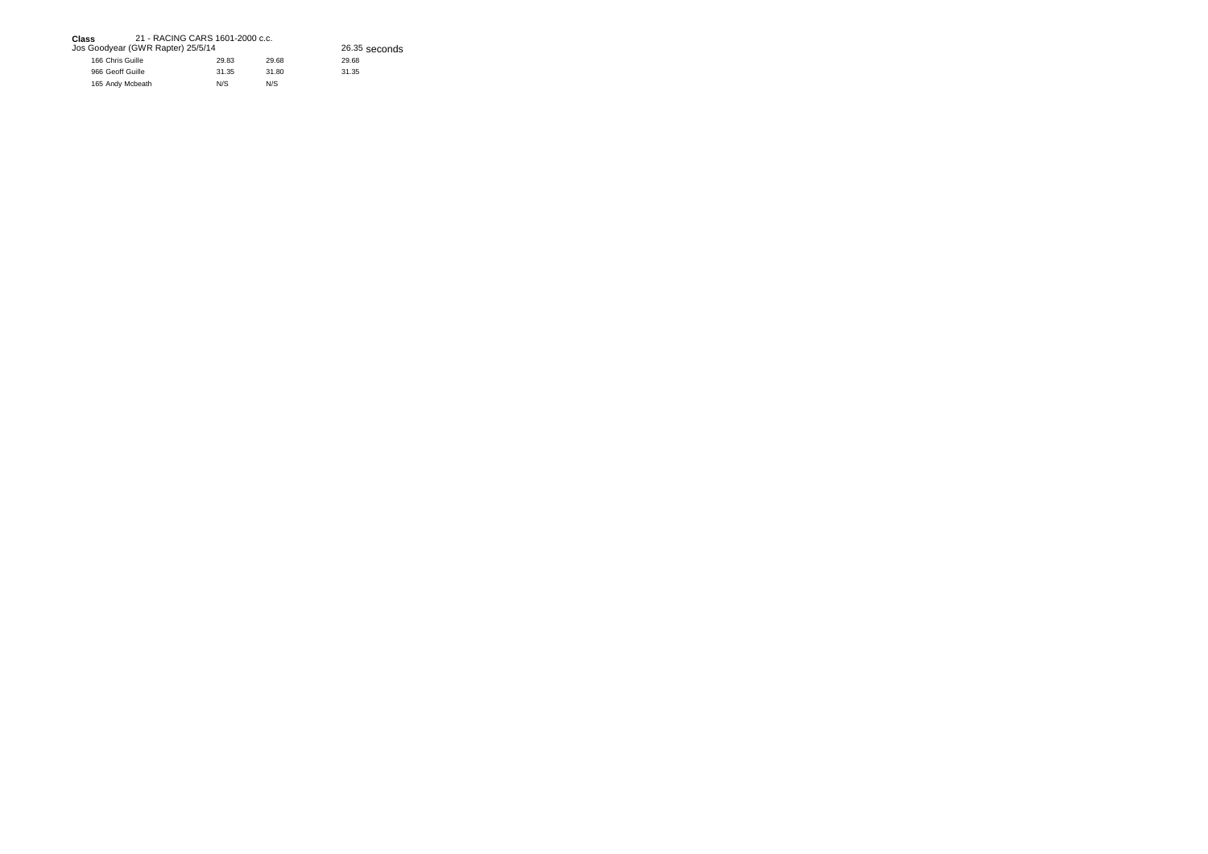**Class** 21 - RACING CARS 1601-2000 c.c.

Jos Goodyear (GWR Rapter) 25/5/14 26.35 seconds

| | | | |
|---|---|---|---|
| 166 Chris Guille | 29.83 | 29.68 | 29.68 |
| 966 Geoff Guille | 31.35 | 31.80 | 31.35 |
| 165 Andy Mcbeath | N/S | N/S | |